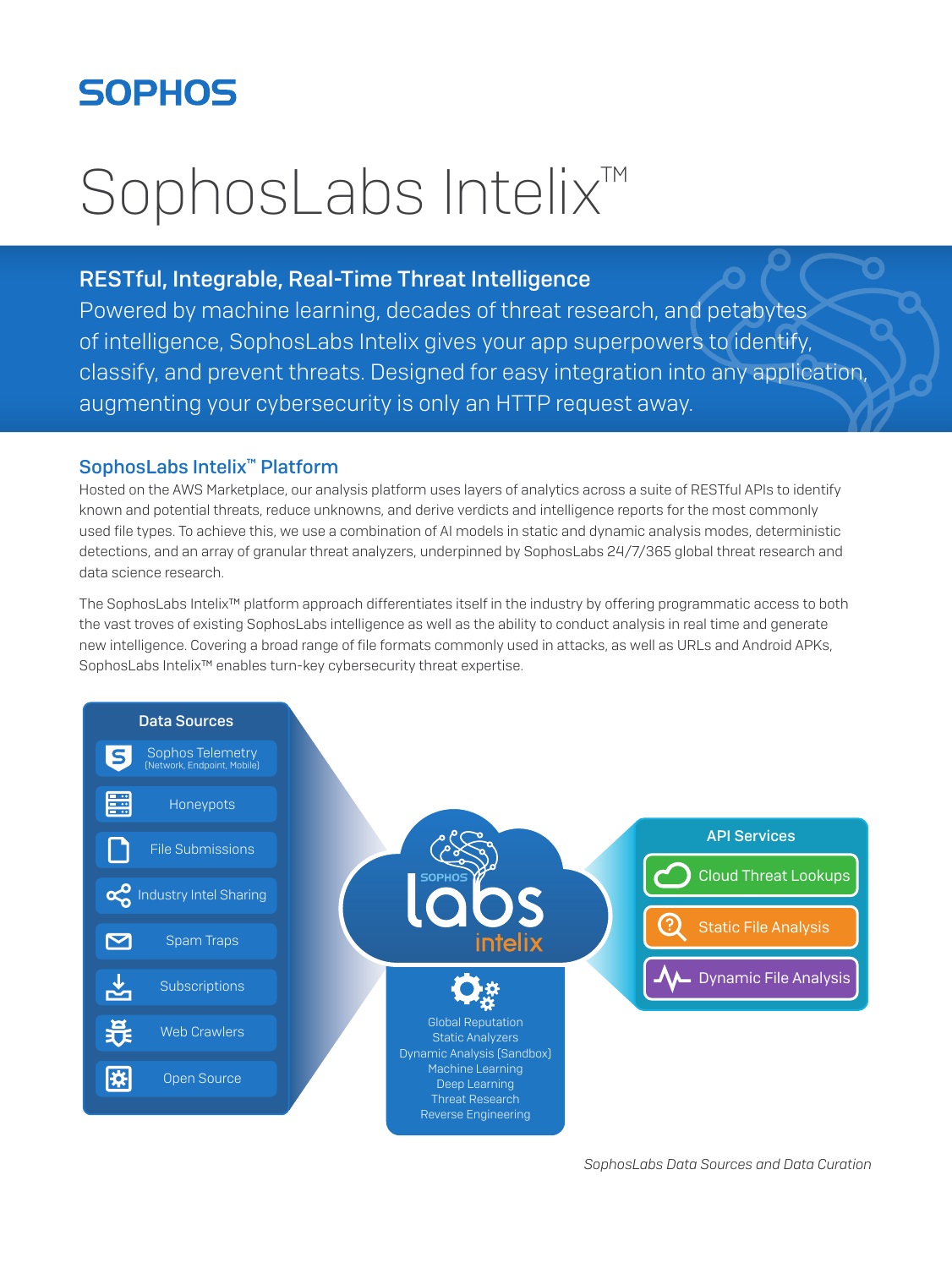SOPHOS

# SophosLabs Intelix™

## RESTful, Integrable, Real-Time Threat Intelligence

Powered by machine learning, decades of threat research, and petabytes of intelligence, SophosLabs Intelix gives your app superpowers to identify, classify, and prevent threats. Designed for easy integration into any application, augmenting your cybersecurity is only an HTTP request away.

### SophosLabs Intelix™ Platform

Hosted on the AWS Marketplace, our analysis platform uses layers of analytics across a suite of RESTful APIs to identify known and potential threats, reduce unknowns, and derive verdicts and intelligence reports for the most commonly used file types. To achieve this, we use a combination of AI models in static and dynamic analysis modes, deterministic detections, and an array of granular threat analyzers, underpinned by SophosLabs 24/7/365 global threat research and data science research.

The SophosLabs Intelix™ platform approach differentiates itself in the industry by offering programmatic access to both the vast troves of existing SophosLabs intelligence as well as the ability to conduct analysis in real time and generate new intelligence. Covering a broad range of file formats commonly used in attacks, as well as URLs and Android APKs, SophosLabs Intelix™ enables turn-key cybersecurity threat expertise.

**Data Sources**
- Sophos Telemetry (Network, Endpoint, Mobile)
- Honeypots
- File Submissions
- Industry Intel Sharing
- Spam Traps
- Subscriptions
- Web Crawlers
- Open Source

**SOPHOS labs intelix**
- Global Reputation
- Static Analyzers
- Dynamic Analysis (Sandbox)
- Machine Learning
- Deep Learning
- Threat Research
- Reverse Engineering

**API Services**
- Cloud Threat Lookups
- Static File Analysis
- Dynamic File Analysis

*SophosLabs Data Sources and Data Curation*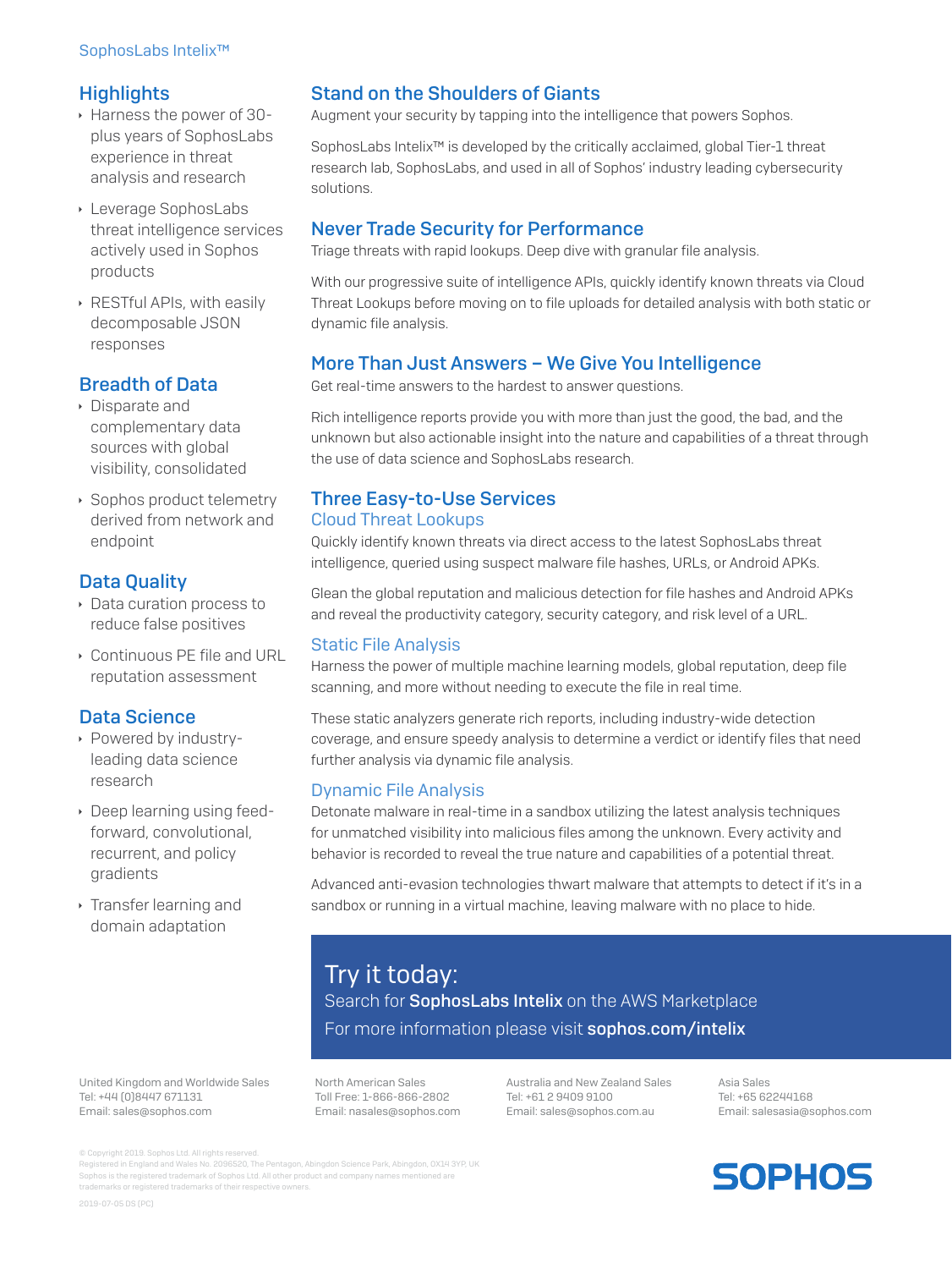## Highlights

- Harness the power of 30-plus years of SophosLabs experience in threat analysis and research
- Leverage SophosLabs threat intelligence services actively used in Sophos products
- RESTful APIs, with easily decomposable JSON responses

## Breadth of Data

- Disparate and complementary data sources with global visibility, consolidated
- Sophos product telemetry derived from network and endpoint

## Data Quality

- Data curation process to reduce false positives
- Continuous PE file and URL reputation assessment

## Data Science

- Powered by industry-leading data science research
- Deep learning using feed-forward, convolutional, recurrent, and policy gradients
- Transfer learning and domain adaptation

## Stand on the Shoulders of Giants

Augment your security by tapping into the intelligence that powers Sophos.

SophosLabs Intelix™ is developed by the critically acclaimed, global Tier-1 threat research lab, SophosLabs, and used in all of Sophos' industry leading cybersecurity solutions.

## Never Trade Security for Performance

Triage threats with rapid lookups. Deep dive with granular file analysis.

With our progressive suite of intelligence APIs, quickly identify known threats via Cloud Threat Lookups before moving on to file uploads for detailed analysis with both static or dynamic file analysis.

## More Than Just Answers – We Give You Intelligence

Get real-time answers to the hardest to answer questions.

Rich intelligence reports provide you with more than just the good, the bad, and the unknown but also actionable insight into the nature and capabilities of a threat through the use of data science and SophosLabs research.

## Three Easy-to-Use Services

### Cloud Threat Lookups

Quickly identify known threats via direct access to the latest SophosLabs threat intelligence, queried using suspect malware file hashes, URLs, or Android APKs.

Glean the global reputation and malicious detection for file hashes and Android APKs and reveal the productivity category, security category, and risk level of a URL.

### Static File Analysis

Harness the power of multiple machine learning models, global reputation, deep file scanning, and more without needing to execute the file in real time.

These static analyzers generate rich reports, including industry-wide detection coverage, and ensure speedy analysis to determine a verdict or identify files that need further analysis via dynamic file analysis.

### Dynamic File Analysis

Detonate malware in real-time in a sandbox utilizing the latest analysis techniques for unmatched visibility into malicious files among the unknown. Every activity and behavior is recorded to reveal the true nature and capabilities of a potential threat.

Advanced anti-evasion technologies thwart malware that attempts to detect if it's in a sandbox or running in a virtual machine, leaving malware with no place to hide.

## Try it today:

Search for **SophosLabs Intelix** on the AWS Marketplace

For more information please visit **sophos.com/intelix**

United Kingdom and Worldwide Sales
Tel: +44 (0)8447 671131
Email: sales@sophos.com

North American Sales
Toll Free: 1-866-866-2802
Email: nasales@sophos.com

Australia and New Zealand Sales
Tel: +61 2 9409 9100
Email: sales@sophos.com.au

Asia Sales
Tel: +65 62244168
Email: salesasia@sophos.com

© Copyright 2019. Sophos Ltd. All rights reserved.
Registered in England and Wales No. 2096520, The Pentagon, Abingdon Science Park, Abingdon, OX14 3YP, UK
Sophos is the registered trademark of Sophos Ltd. All other product and company names mentioned are trademarks or registered trademarks of their respective owners.

2019-07-05 DS (PC)

SOPHOS